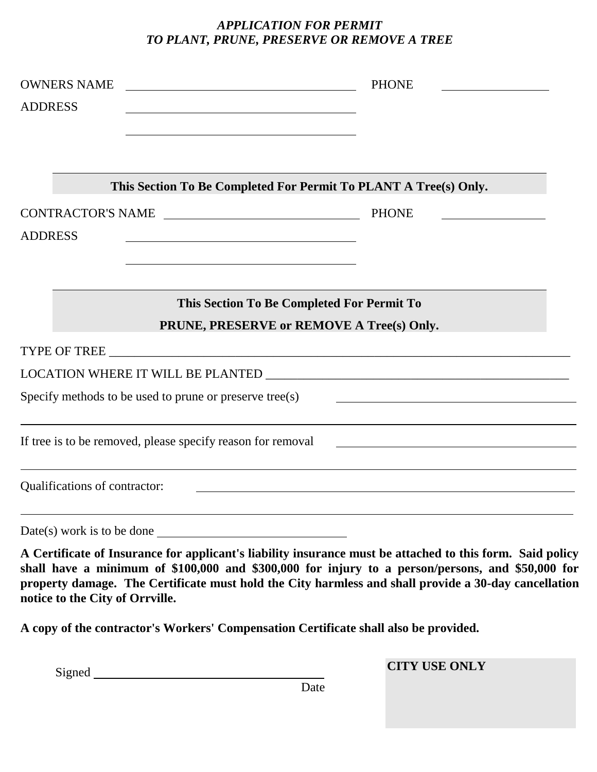*APPLICATION FOR PERMIT*
*TO PLANT, PRUNE, PRESERVE OR REMOVE A TREE*

OWNERS NAME ______________________________ PHONE ______________

ADDRESS ______________________________

______________________________

**This Section To Be Completed For Permit To PLANT A Tree(s) Only.**

CONTRACTOR'S NAME ______________________________ PHONE ______________

ADDRESS ______________________________

______________________________

**This Section To Be Completed For Permit To**

**PRUNE, PRESERVE or REMOVE A Tree(s) Only.**

TYPE OF TREE ______________________________________________________________

LOCATION WHERE IT WILL BE PLANTED ______________________________________

Specify methods to be used to prune or preserve tree(s) ______________________________

______________________________________________________________

If tree is to be removed, please specify reason for removal ______________________________

______________________________________________________________

Qualifications of contractor: ______________________________________________

______________________________________________________________

Date(s) work is to be done ______________________________

**A Certificate of Insurance for applicant's liability insurance must be attached to this form. Said policy shall have a minimum of $100,000 and $300,000 for injury to a person/persons, and $50,000 for property damage. The Certificate must hold the City harmless and shall provide a 30-day cancellation notice to the City of Orrville.**

**A copy of the contractor's Workers' Compensation Certificate shall also be provided.**

Signed ______________________________
Date

**CITY USE ONLY**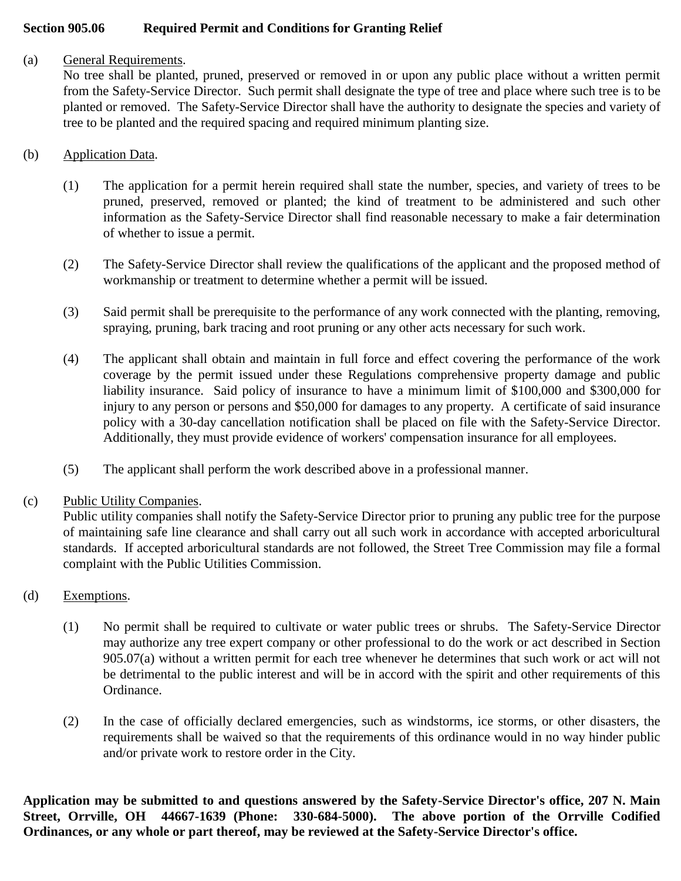## Section 905.06 Required Permit and Conditions for Granting Relief

(a) General Requirements.
No tree shall be planted, pruned, preserved or removed in or upon any public place without a written permit from the Safety-Service Director. Such permit shall designate the type of tree and place where such tree is to be planted or removed. The Safety-Service Director shall have the authority to designate the species and variety of tree to be planted and the required spacing and required minimum planting size.

(b) Application Data.

(1) The application for a permit herein required shall state the number, species, and variety of trees to be pruned, preserved, removed or planted; the kind of treatment to be administered and such other information as the Safety-Service Director shall find reasonable necessary to make a fair determination of whether to issue a permit.

(2) The Safety-Service Director shall review the qualifications of the applicant and the proposed method of workmanship or treatment to determine whether a permit will be issued.

(3) Said permit shall be prerequisite to the performance of any work connected with the planting, removing, spraying, pruning, bark tracing and root pruning or any other acts necessary for such work.

(4) The applicant shall obtain and maintain in full force and effect covering the performance of the work coverage by the permit issued under these Regulations comprehensive property damage and public liability insurance. Said policy of insurance to have a minimum limit of $100,000 and $300,000 for injury to any person or persons and $50,000 for damages to any property. A certificate of said insurance policy with a 30-day cancellation notification shall be placed on file with the Safety-Service Director. Additionally, they must provide evidence of workers' compensation insurance for all employees.

(5) The applicant shall perform the work described above in a professional manner.

(c) Public Utility Companies.
Public utility companies shall notify the Safety-Service Director prior to pruning any public tree for the purpose of maintaining safe line clearance and shall carry out all such work in accordance with accepted arboricultural standards. If accepted arboricultural standards are not followed, the Street Tree Commission may file a formal complaint with the Public Utilities Commission.

(d) Exemptions.

(1) No permit shall be required to cultivate or water public trees or shrubs. The Safety-Service Director may authorize any tree expert company or other professional to do the work or act described in Section 905.07(a) without a written permit for each tree whenever he determines that such work or act will not be detrimental to the public interest and will be in accord with the spirit and other requirements of this Ordinance.

(2) In the case of officially declared emergencies, such as windstorms, ice storms, or other disasters, the requirements shall be waived so that the requirements of this ordinance would in no way hinder public and/or private work to restore order in the City.

**Application may be submitted to and questions answered by the Safety-Service Director's office, 207 N. Main Street, Orrville, OH 44667-1639 (Phone: 330-684-5000). The above portion of the Orrville Codified Ordinances, or any whole or part thereof, may be reviewed at the Safety-Service Director's office.**